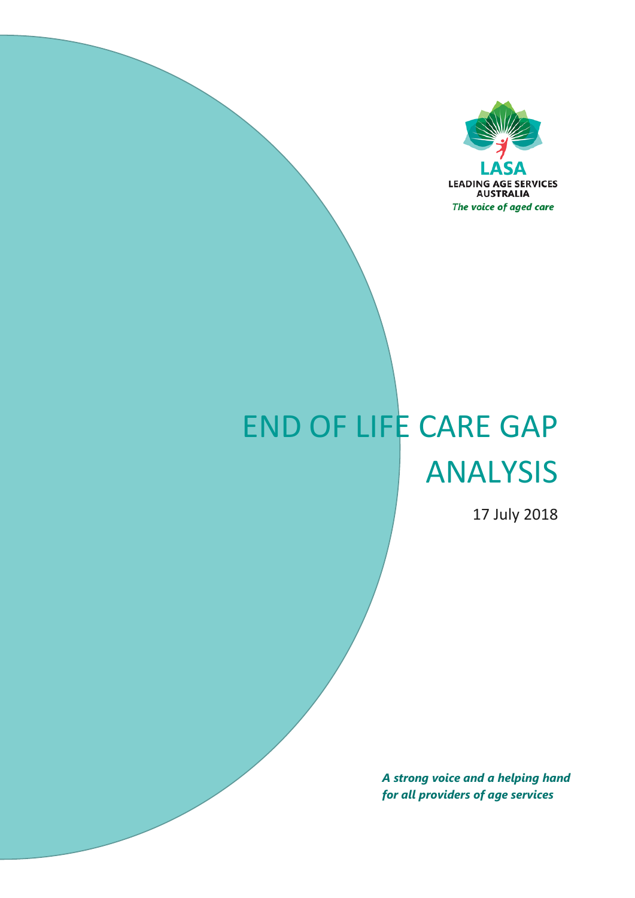LASA

LEADING AGE SERVICES AUSTRALIA

*The voice of aged care*

# END OF LIFE CARE GAP ANALYSIS

17 July 2018

***A strong voice and a helping hand for all providers of age services***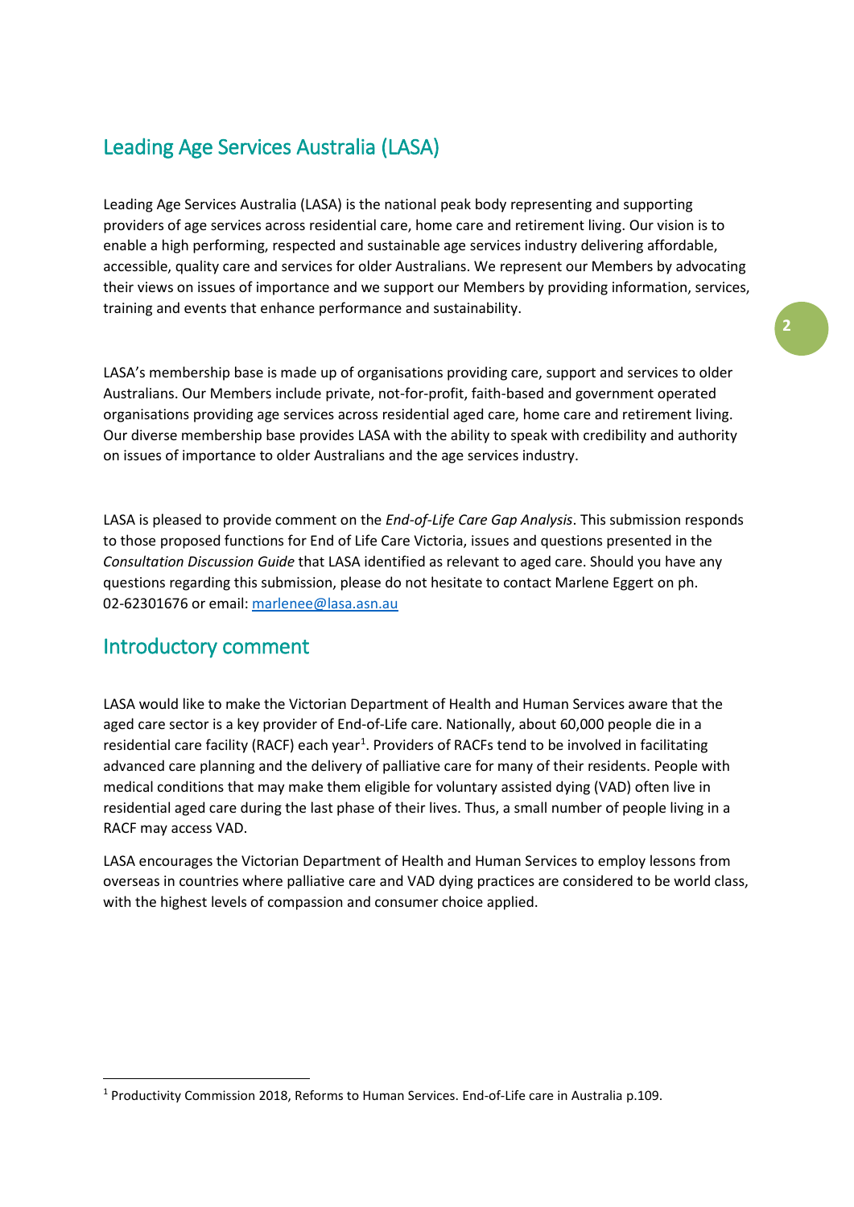## Leading Age Services Australia (LASA)

Leading Age Services Australia (LASA) is the national peak body representing and supporting providers of age services across residential care, home care and retirement living. Our vision is to enable a high performing, respected and sustainable age services industry delivering affordable, accessible, quality care and services for older Australians. We represent our Members by advocating their views on issues of importance and we support our Members by providing information, services, training and events that enhance performance and sustainability.

LASA's membership base is made up of organisations providing care, support and services to older Australians. Our Members include private, not-for-profit, faith-based and government operated organisations providing age services across residential aged care, home care and retirement living. Our diverse membership base provides LASA with the ability to speak with credibility and authority on issues of importance to older Australians and the age services industry.

LASA is pleased to provide comment on the *End-of-Life Care Gap Analysis*. This submission responds to those proposed functions for End of Life Care Victoria, issues and questions presented in the *Consultation Discussion Guide* that LASA identified as relevant to aged care. Should you have any questions regarding this submission, please do not hesitate to contact Marlene Eggert on ph. 02-62301676 or email: marlenee@lasa.asn.au

## Introductory comment

LASA would like to make the Victorian Department of Health and Human Services aware that the aged care sector is a key provider of End-of-Life care. Nationally, about 60,000 people die in a residential care facility (RACF) each year[1]. Providers of RACFs tend to be involved in facilitating advanced care planning and the delivery of palliative care for many of their residents. People with medical conditions that may make them eligible for voluntary assisted dying (VAD) often live in residential aged care during the last phase of their lives. Thus, a small number of people living in a RACF may access VAD.

LASA encourages the Victorian Department of Health and Human Services to employ lessons from overseas in countries where palliative care and VAD dying practices are considered to be world class, with the highest levels of compassion and consumer choice applied.

[1] Productivity Commission 2018, Reforms to Human Services. End-of-Life care in Australia p.109.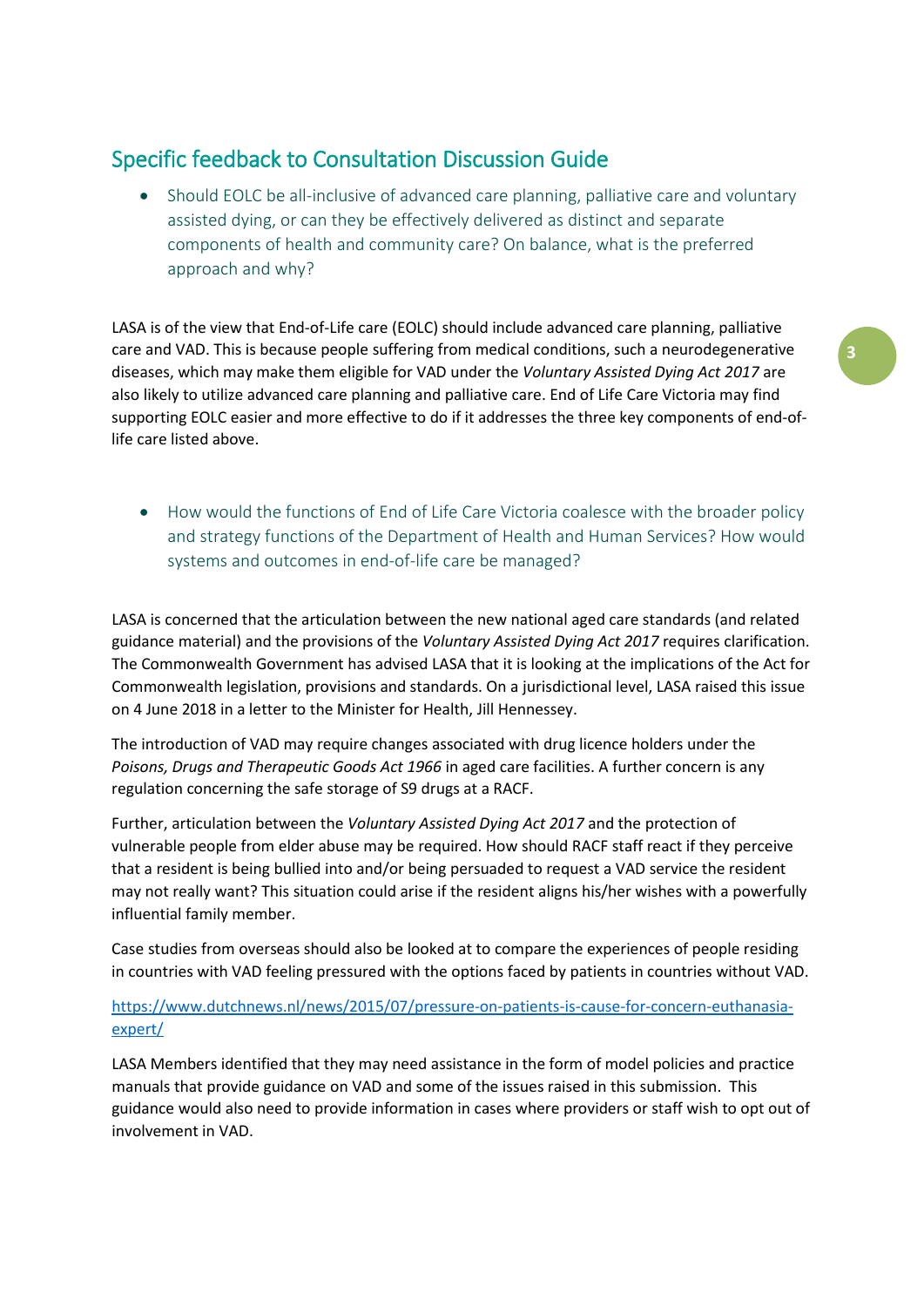## Specific feedback to Consultation Discussion Guide

- Should EOLC be all-inclusive of advanced care planning, palliative care and voluntary assisted dying, or can they be effectively delivered as distinct and separate components of health and community care? On balance, what is the preferred approach and why?

LASA is of the view that End-of-Life care (EOLC) should include advanced care planning, palliative care and VAD. This is because people suffering from medical conditions, such a neurodegenerative diseases, which may make them eligible for VAD under the *Voluntary Assisted Dying Act 2017* are also likely to utilize advanced care planning and palliative care. End of Life Care Victoria may find supporting EOLC easier and more effective to do if it addresses the three key components of end-of-life care listed above.

- How would the functions of End of Life Care Victoria coalesce with the broader policy and strategy functions of the Department of Health and Human Services? How would systems and outcomes in end-of-life care be managed?

LASA is concerned that the articulation between the new national aged care standards (and related guidance material) and the provisions of the *Voluntary Assisted Dying Act 2017* requires clarification. The Commonwealth Government has advised LASA that it is looking at the implications of the Act for Commonwealth legislation, provisions and standards. On a jurisdictional level, LASA raised this issue on 4 June 2018 in a letter to the Minister for Health, Jill Hennessey.

The introduction of VAD may require changes associated with drug licence holders under the *Poisons, Drugs and Therapeutic Goods Act 1966* in aged care facilities. A further concern is any regulation concerning the safe storage of S9 drugs at a RACF.

Further, articulation between the *Voluntary Assisted Dying Act 2017* and the protection of vulnerable people from elder abuse may be required. How should RACF staff react if they perceive that a resident is being bullied into and/or being persuaded to request a VAD service the resident may not really want? This situation could arise if the resident aligns his/her wishes with a powerfully influential family member.

Case studies from overseas should also be looked at to compare the experiences of people residing in countries with VAD feeling pressured with the options faced by patients in countries without VAD.

https://www.dutchnews.nl/news/2015/07/pressure-on-patients-is-cause-for-concern-euthanasia-expert/

LASA Members identified that they may need assistance in the form of model policies and practice manuals that provide guidance on VAD and some of the issues raised in this submission. This guidance would also need to provide information in cases where providers or staff wish to opt out of involvement in VAD.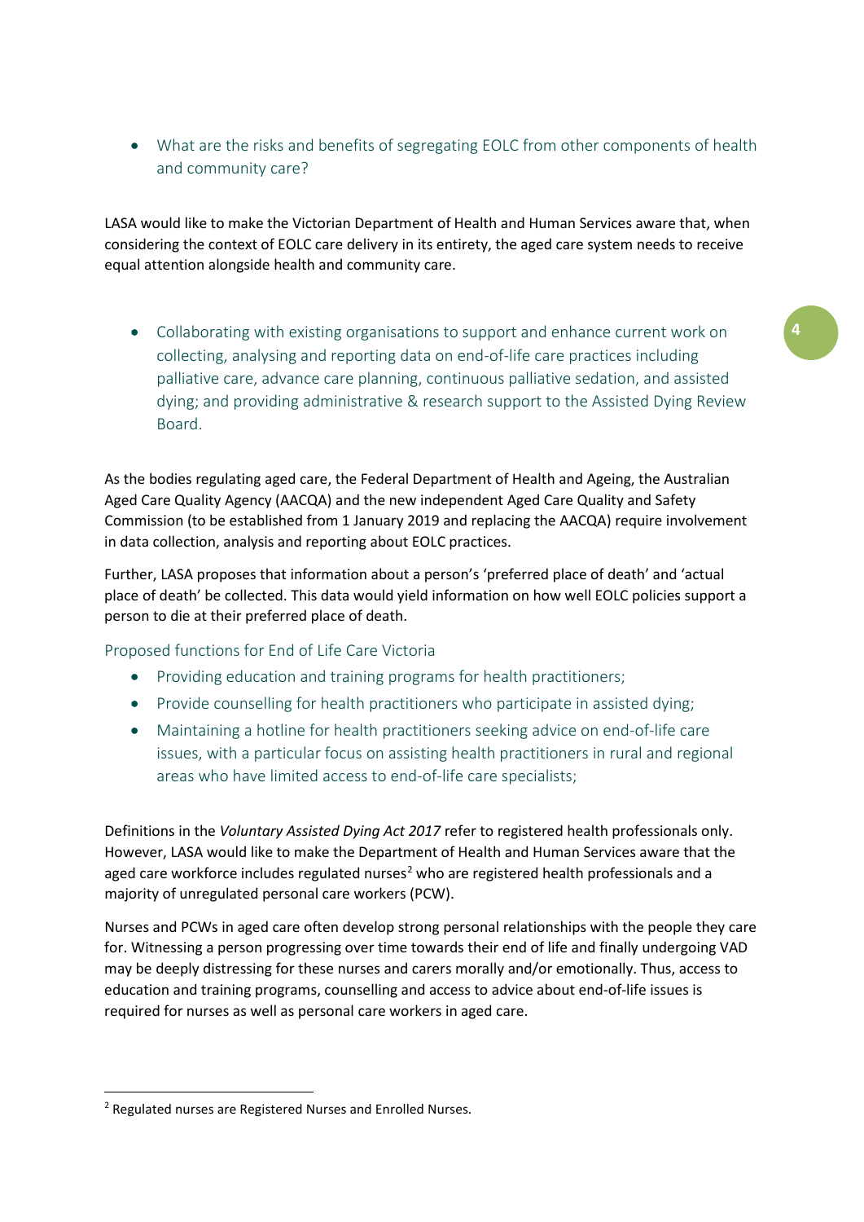- What are the risks and benefits of segregating EOLC from other components of health and community care?

LASA would like to make the Victorian Department of Health and Human Services aware that, when considering the context of EOLC care delivery in its entirety, the aged care system needs to receive equal attention alongside health and community care.

- Collaborating with existing organisations to support and enhance current work on collecting, analysing and reporting data on end-of-life care practices including palliative care, advance care planning, continuous palliative sedation, and assisted dying; and providing administrative & research support to the Assisted Dying Review Board.

As the bodies regulating aged care, the Federal Department of Health and Ageing, the Australian Aged Care Quality Agency (AACQA) and the new independent Aged Care Quality and Safety Commission (to be established from 1 January 2019 and replacing the AACQA) require involvement in data collection, analysis and reporting about EOLC practices.

Further, LASA proposes that information about a person's 'preferred place of death' and 'actual place of death' be collected. This data would yield information on how well EOLC policies support a person to die at their preferred place of death.

### Proposed functions for End of Life Care Victoria

- Providing education and training programs for health practitioners;
- Provide counselling for health practitioners who participate in assisted dying;
- Maintaining a hotline for health practitioners seeking advice on end-of-life care issues, with a particular focus on assisting health practitioners in rural and regional areas who have limited access to end-of-life care specialists;

Definitions in the *Voluntary Assisted Dying Act 2017* refer to registered health professionals only. However, LASA would like to make the Department of Health and Human Services aware that the aged care workforce includes regulated nurses[2] who are registered health professionals and a majority of unregulated personal care workers (PCW).

Nurses and PCWs in aged care often develop strong personal relationships with the people they care for. Witnessing a person progressing over time towards their end of life and finally undergoing VAD may be deeply distressing for these nurses and carers morally and/or emotionally. Thus, access to education and training programs, counselling and access to advice about end-of-life issues is required for nurses as well as personal care workers in aged care.

---

[2] Regulated nurses are Registered Nurses and Enrolled Nurses.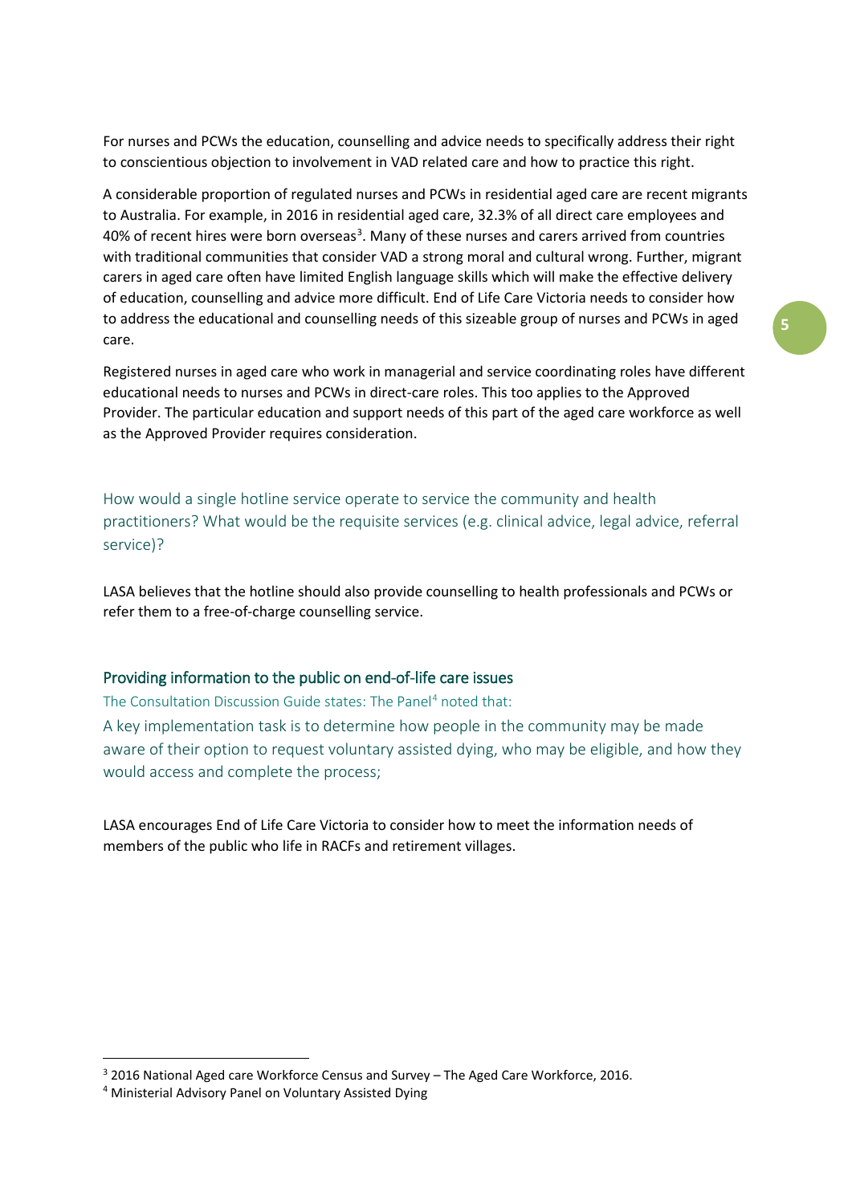For nurses and PCWs the education, counselling and advice needs to specifically address their right to conscientious objection to involvement in VAD related care and how to practice this right.

A considerable proportion of regulated nurses and PCWs in residential aged care are recent migrants to Australia. For example, in 2016 in residential aged care, 32.3% of all direct care employees and 40% of recent hires were born overseas[3]. Many of these nurses and carers arrived from countries with traditional communities that consider VAD a strong moral and cultural wrong. Further, migrant carers in aged care often have limited English language skills which will make the effective delivery of education, counselling and advice more difficult. End of Life Care Victoria needs to consider how to address the educational and counselling needs of this sizeable group of nurses and PCWs in aged care.

Registered nurses in aged care who work in managerial and service coordinating roles have different educational needs to nurses and PCWs in direct-care roles. This too applies to the Approved Provider. The particular education and support needs of this part of the aged care workforce as well as the Approved Provider requires consideration.

### How would a single hotline service operate to service the community and health practitioners? What would be the requisite services (e.g. clinical advice, legal advice, referral service)?

LASA believes that the hotline should also provide counselling to health professionals and PCWs or refer them to a free-of-charge counselling service.

## Providing information to the public on end-of-life care issues

The Consultation Discussion Guide states: The Panel[4] noted that:

A key implementation task is to determine how people in the community may be made aware of their option to request voluntary assisted dying, who may be eligible, and how they would access and complete the process;

LASA encourages End of Life Care Victoria to consider how to meet the information needs of members of the public who life in RACFs and retirement villages.

---

[3] 2016 National Aged care Workforce Census and Survey – The Aged Care Workforce, 2016.

[4] Ministerial Advisory Panel on Voluntary Assisted Dying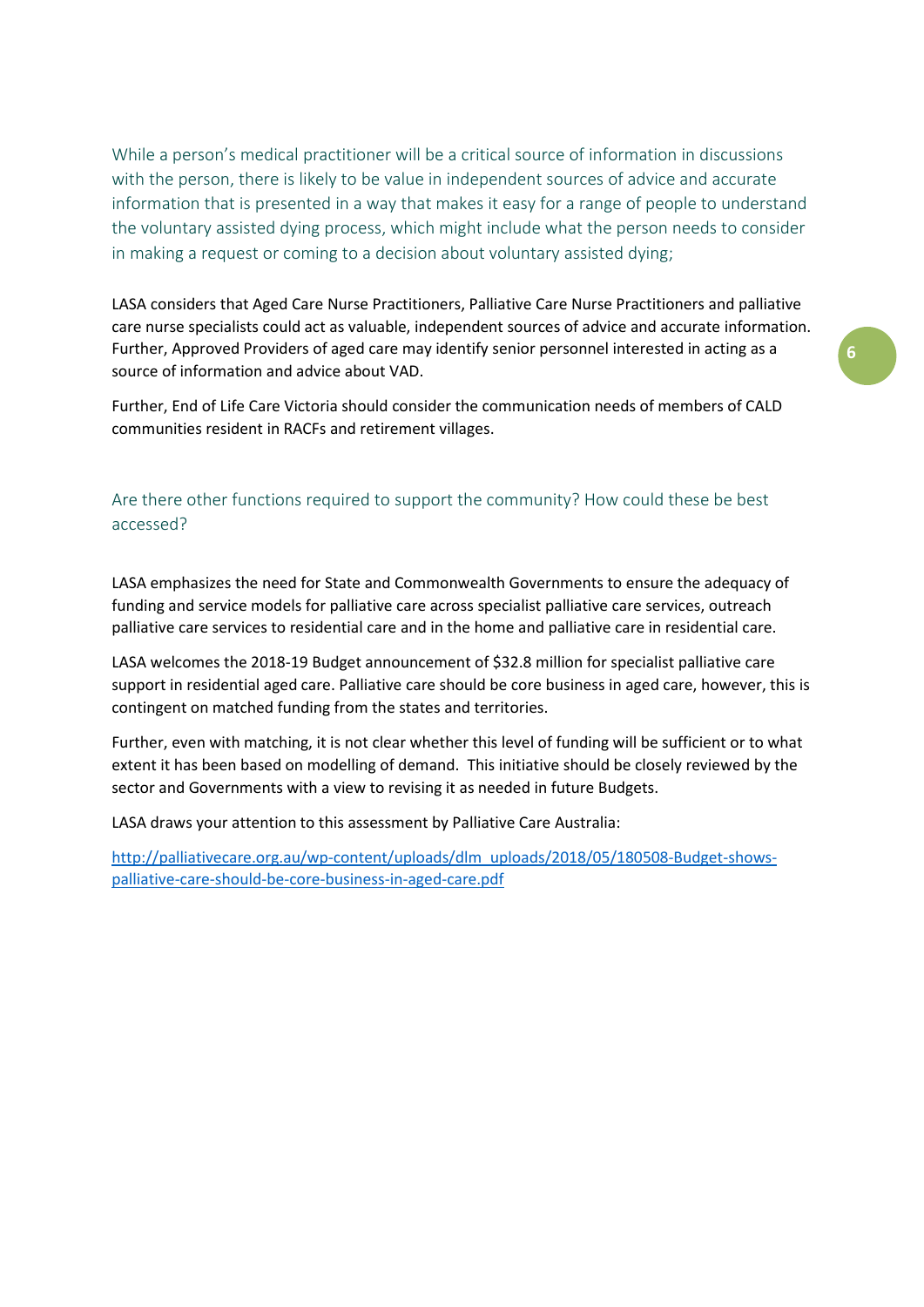While a person's medical practitioner will be a critical source of information in discussions with the person, there is likely to be value in independent sources of advice and accurate information that is presented in a way that makes it easy for a range of people to understand the voluntary assisted dying process, which might include what the person needs to consider in making a request or coming to a decision about voluntary assisted dying;

LASA considers that Aged Care Nurse Practitioners, Palliative Care Nurse Practitioners and palliative care nurse specialists could act as valuable, independent sources of advice and accurate information. Further, Approved Providers of aged care may identify senior personnel interested in acting as a source of information and advice about VAD.

Further, End of Life Care Victoria should consider the communication needs of members of CALD communities resident in RACFs and retirement villages.

## Are there other functions required to support the community? How could these be best accessed?

LASA emphasizes the need for State and Commonwealth Governments to ensure the adequacy of funding and service models for palliative care across specialist palliative care services, outreach palliative care services to residential care and in the home and palliative care in residential care.

LASA welcomes the 2018-19 Budget announcement of $32.8 million for specialist palliative care support in residential aged care. Palliative care should be core business in aged care, however, this is contingent on matched funding from the states and territories.

Further, even with matching, it is not clear whether this level of funding will be sufficient or to what extent it has been based on modelling of demand. This initiative should be closely reviewed by the sector and Governments with a view to revising it as needed in future Budgets.

LASA draws your attention to this assessment by Palliative Care Australia:

[http://palliativecare.org.au/wp-content/uploads/dlm_uploads/2018/05/180508-Budget-shows-palliative-care-should-be-core-business-in-aged-care.pdf](http://palliativecare.org.au/wp-content/uploads/dlm_uploads/2018/05/180508-Budget-shows-palliative-care-should-be-core-business-in-aged-care.pdf)